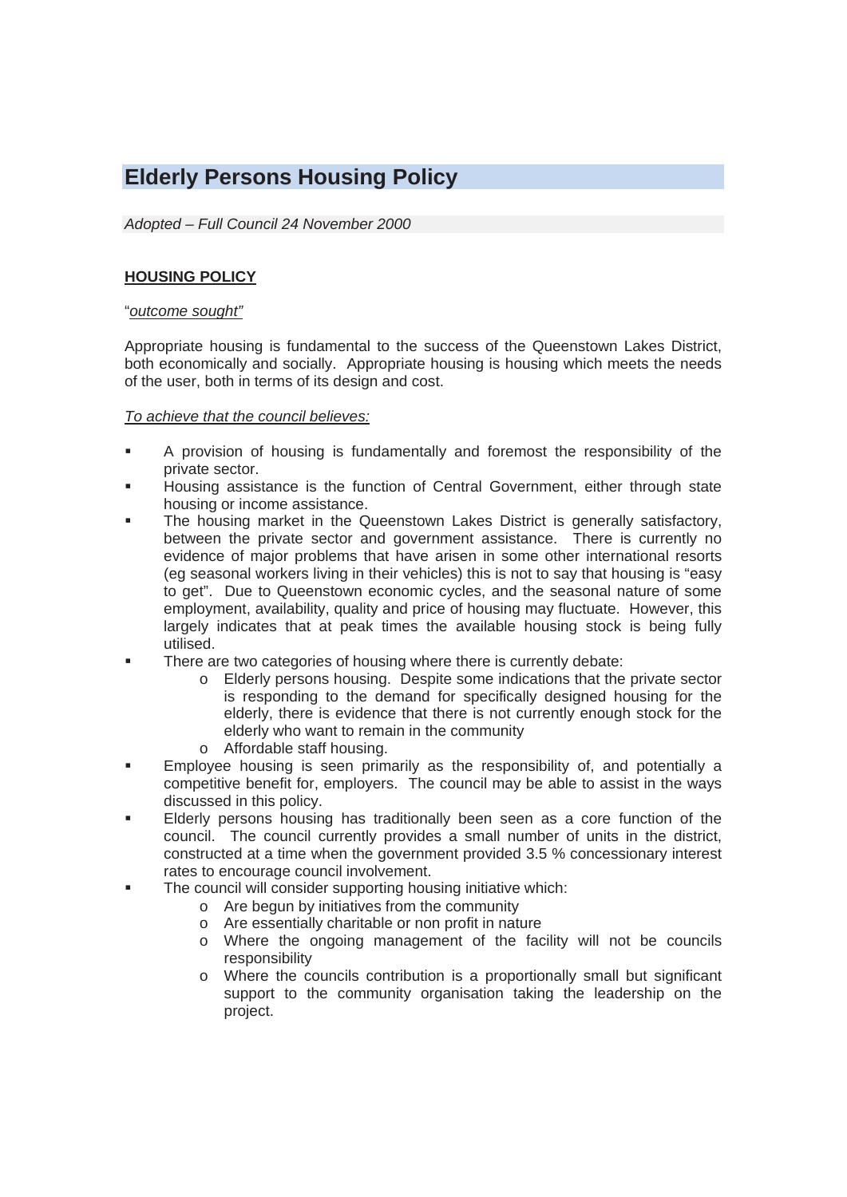# Elderly Persons Housing Policy

*Adopted – Full Council 24 November 2000*

**HOUSING POLICY**

"*outcome sought"*

Appropriate housing is fundamental to the success of the Queenstown Lakes District, both economically and socially. Appropriate housing is housing which meets the needs of the user, both in terms of its design and cost.

*To achieve that the council believes:*

- A provision of housing is fundamentally and foremost the responsibility of the private sector.
- Housing assistance is the function of Central Government, either through state housing or income assistance.
- The housing market in the Queenstown Lakes District is generally satisfactory, between the private sector and government assistance. There is currently no evidence of major problems that have arisen in some other international resorts (eg seasonal workers living in their vehicles) this is not to say that housing is "easy to get". Due to Queenstown economic cycles, and the seasonal nature of some employment, availability, quality and price of housing may fluctuate. However, this largely indicates that at peak times the available housing stock is being fully utilised.
- There are two categories of housing where there is currently debate:
    - Elderly persons housing. Despite some indications that the private sector is responding to the demand for specifically designed housing for the elderly, there is evidence that there is not currently enough stock for the elderly who want to remain in the community
    - Affordable staff housing.
- Employee housing is seen primarily as the responsibility of, and potentially a competitive benefit for, employers. The council may be able to assist in the ways discussed in this policy.
- Elderly persons housing has traditionally been seen as a core function of the council. The council currently provides a small number of units in the district, constructed at a time when the government provided 3.5 % concessionary interest rates to encourage council involvement.
- The council will consider supporting housing initiative which:
    - Are begun by initiatives from the community
    - Are essentially charitable or non profit in nature
    - Where the ongoing management of the facility will not be councils responsibility
    - Where the councils contribution is a proportionally small but significant support to the community organisation taking the leadership on the project.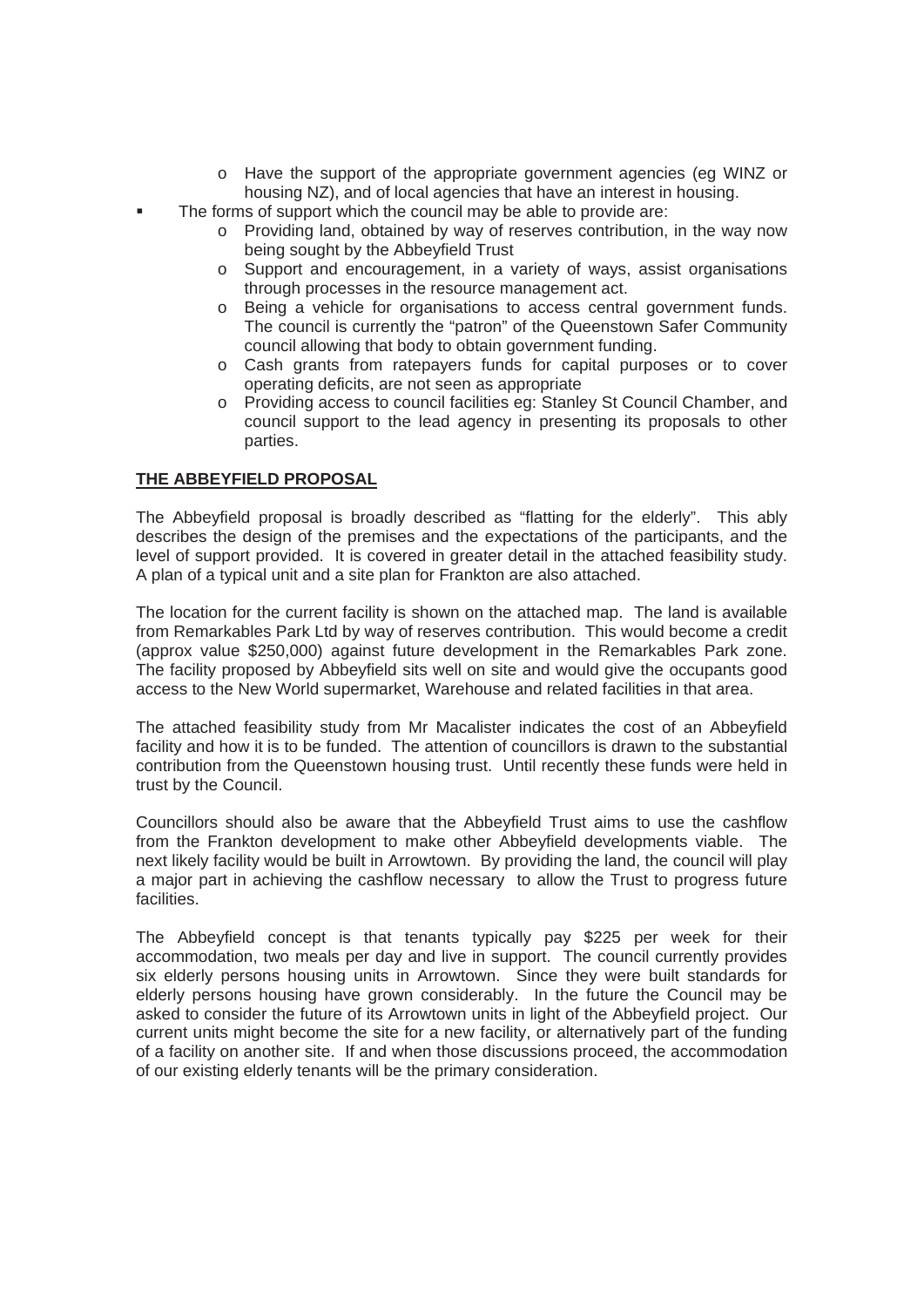- Have the support of the appropriate government agencies (eg WINZ or housing NZ), and of local agencies that have an interest in housing.
- The forms of support which the council may be able to provide are:
  - Providing land, obtained by way of reserves contribution, in the way now being sought by the Abbeyfield Trust
  - Support and encouragement, in a variety of ways, assist organisations through processes in the resource management act.
  - Being a vehicle for organisations to access central government funds. The council is currently the "patron" of the Queenstown Safer Community council allowing that body to obtain government funding.
  - Cash grants from ratepayers funds for capital purposes or to cover operating deficits, are not seen as appropriate
  - Providing access to council facilities eg: Stanley St Council Chamber, and council support to the lead agency in presenting its proposals to other parties.

**THE ABBEYFIELD PROPOSAL**

The Abbeyfield proposal is broadly described as "flatting for the elderly". This ably describes the design of the premises and the expectations of the participants, and the level of support provided. It is covered in greater detail in the attached feasibility study. A plan of a typical unit and a site plan for Frankton are also attached.

The location for the current facility is shown on the attached map. The land is available from Remarkables Park Ltd by way of reserves contribution. This would become a credit (approx value $250,000) against future development in the Remarkables Park zone. The facility proposed by Abbeyfield sits well on site and would give the occupants good access to the New World supermarket, Warehouse and related facilities in that area.

The attached feasibility study from Mr Macalister indicates the cost of an Abbeyfield facility and how it is to be funded. The attention of councillors is drawn to the substantial contribution from the Queenstown housing trust. Until recently these funds were held in trust by the Council.

Councillors should also be aware that the Abbeyfield Trust aims to use the cashflow from the Frankton development to make other Abbeyfield developments viable. The next likely facility would be built in Arrowtown. By providing the land, the council will play a major part in achieving the cashflow necessary to allow the Trust to progress future facilities.

The Abbeyfield concept is that tenants typically pay $225 per week for their accommodation, two meals per day and live in support. The council currently provides six elderly persons housing units in Arrowtown. Since they were built standards for elderly persons housing have grown considerably. In the future the Council may be asked to consider the future of its Arrowtown units in light of the Abbeyfield project. Our current units might become the site for a new facility, or alternatively part of the funding of a facility on another site. If and when those discussions proceed, the accommodation of our existing elderly tenants will be the primary consideration.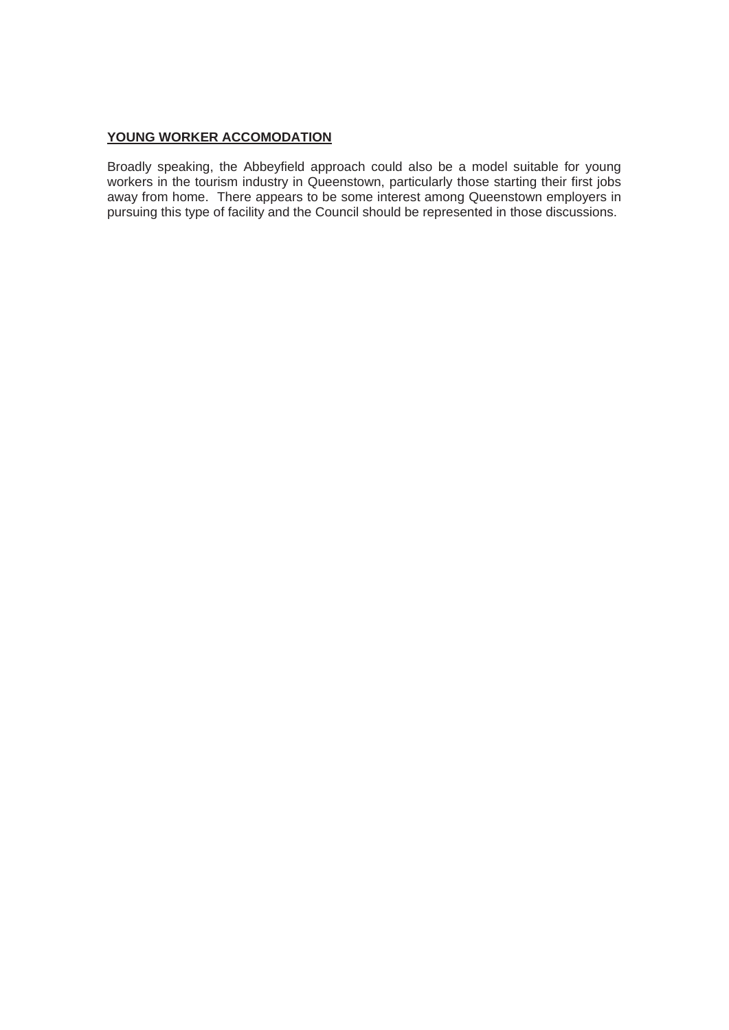## YOUNG WORKER ACCOMODATION

Broadly speaking, the Abbeyfield approach could also be a model suitable for young workers in the tourism industry in Queenstown, particularly those starting their first jobs away from home. There appears to be some interest among Queenstown employers in pursuing this type of facility and the Council should be represented in those discussions.